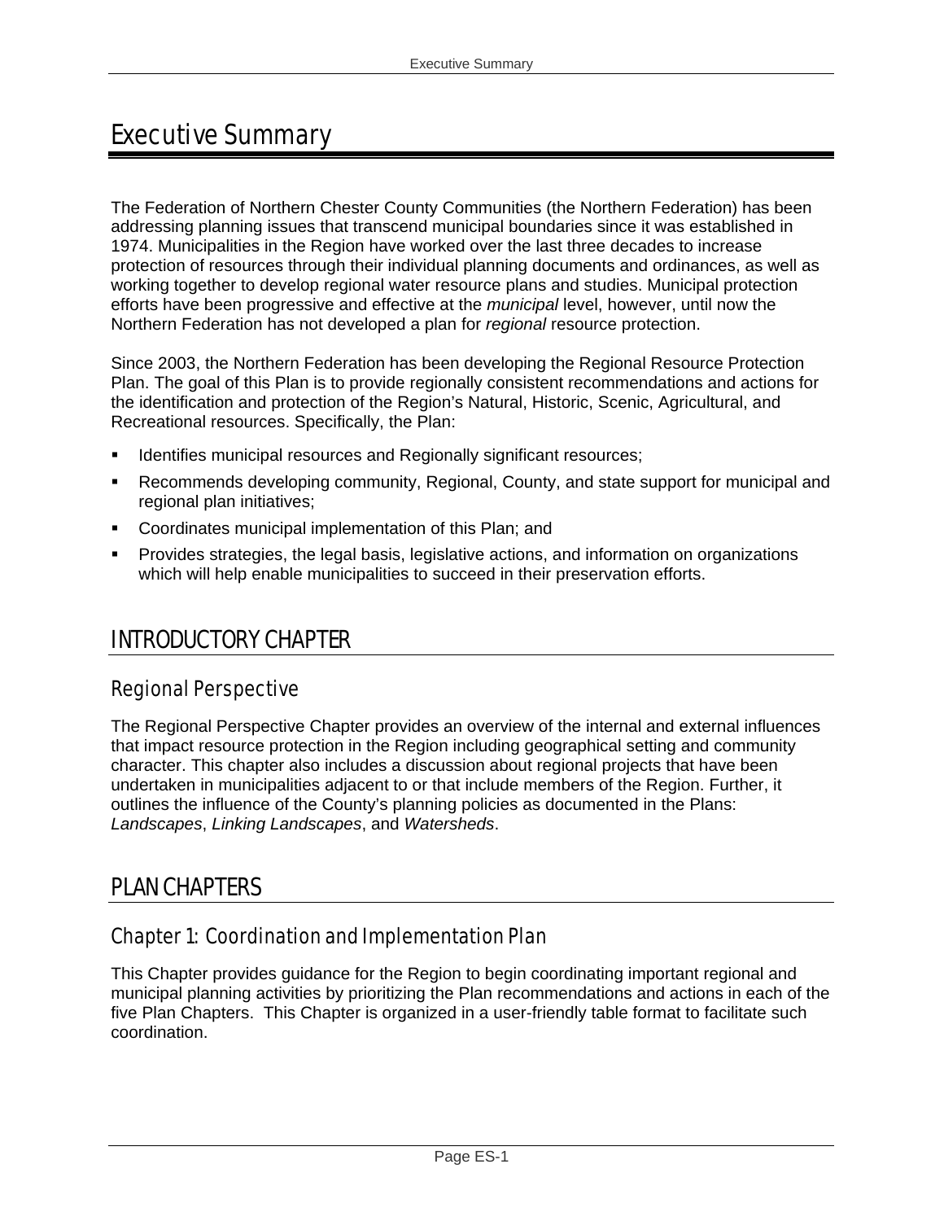# Executive Summary

The Federation of Northern Chester County Communities (the Northern Federation) has been addressing planning issues that transcend municipal boundaries since it was established in 1974. Municipalities in the Region have worked over the last three decades to increase protection of resources through their individual planning documents and ordinances, as well as working together to develop regional water resource plans and studies. Municipal protection efforts have been progressive and effective at the *municipal* level, however, until now the Northern Federation has not developed a plan for *regional* resource protection.

Since 2003, the Northern Federation has been developing the Regional Resource Protection Plan. The goal of this Plan is to provide regionally consistent recommendations and actions for the identification and protection of the Region's Natural, Historic, Scenic, Agricultural, and Recreational resources. Specifically, the Plan:

- Identifies municipal resources and Regionally significant resources;
- Recommends developing community, Regional, County, and state support for municipal and regional plan initiatives;
- Coordinates municipal implementation of this Plan; and
- Provides strategies, the legal basis, legislative actions, and information on organizations which will help enable municipalities to succeed in their preservation efforts.

## INTRODUCTORY CHAPTER

### Regional Perspective

The Regional Perspective Chapter provides an overview of the internal and external influences that impact resource protection in the Region including geographical setting and community character. This chapter also includes a discussion about regional projects that have been undertaken in municipalities adjacent to or that include members of the Region. Further, it outlines the influence of the County's planning policies as documented in the Plans: *Landscapes*, *Linking Landscapes*, and *Watersheds*.

## PLAN CHAPTERS

### Chapter 1: Coordination and Implementation Plan

This Chapter provides guidance for the Region to begin coordinating important regional and municipal planning activities by prioritizing the Plan recommendations and actions in each of the five Plan Chapters. This Chapter is organized in a user-friendly table format to facilitate such coordination.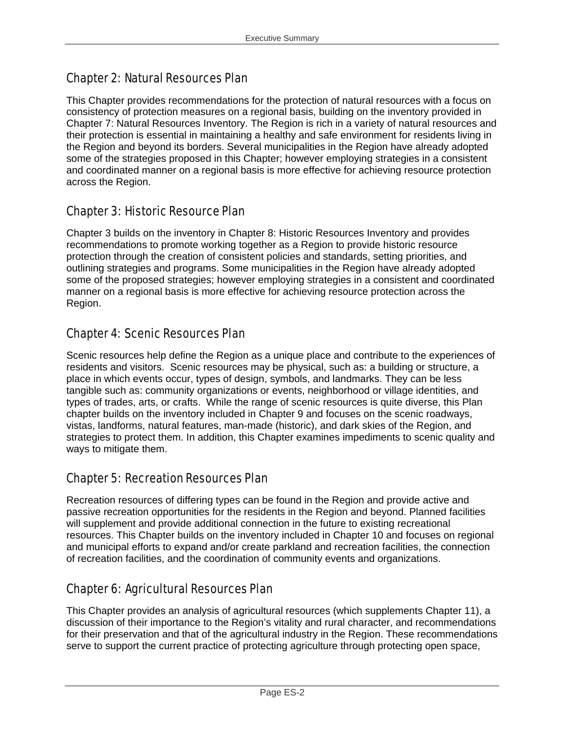## Chapter 2: Natural Resources Plan

This Chapter provides recommendations for the protection of natural resources with a focus on consistency of protection measures on a regional basis, building on the inventory provided in Chapter 7: Natural Resources Inventory. The Region is rich in a variety of natural resources and their protection is essential in maintaining a healthy and safe environment for residents living in the Region and beyond its borders. Several municipalities in the Region have already adopted some of the strategies proposed in this Chapter; however employing strategies in a consistent and coordinated manner on a regional basis is more effective for achieving resource protection across the Region.

## Chapter 3: Historic Resource Plan

Chapter 3 builds on the inventory in Chapter 8: Historic Resources Inventory and provides recommendations to promote working together as a Region to provide historic resource protection through the creation of consistent policies and standards, setting priorities, and outlining strategies and programs. Some municipalities in the Region have already adopted some of the proposed strategies; however employing strategies in a consistent and coordinated manner on a regional basis is more effective for achieving resource protection across the Region.

## Chapter 4: Scenic Resources Plan

Scenic resources help define the Region as a unique place and contribute to the experiences of residents and visitors. Scenic resources may be physical, such as: a building or structure, a place in which events occur, types of design, symbols, and landmarks. They can be less tangible such as: community organizations or events, neighborhood or village identities, and types of trades, arts, or crafts. While the range of scenic resources is quite diverse, this Plan chapter builds on the inventory included in Chapter 9 and focuses on the scenic roadways, vistas, landforms, natural features, man-made (historic), and dark skies of the Region, and strategies to protect them. In addition, this Chapter examines impediments to scenic quality and ways to mitigate them.

## Chapter 5: Recreation Resources Plan

Recreation resources of differing types can be found in the Region and provide active and passive recreation opportunities for the residents in the Region and beyond. Planned facilities will supplement and provide additional connection in the future to existing recreational resources. This Chapter builds on the inventory included in Chapter 10 and focuses on regional and municipal efforts to expand and/or create parkland and recreation facilities, the connection of recreation facilities, and the coordination of community events and organizations.

## Chapter 6: Agricultural Resources Plan

This Chapter provides an analysis of agricultural resources (which supplements Chapter 11), a discussion of their importance to the Region's vitality and rural character, and recommendations for their preservation and that of the agricultural industry in the Region. These recommendations serve to support the current practice of protecting agriculture through protecting open space,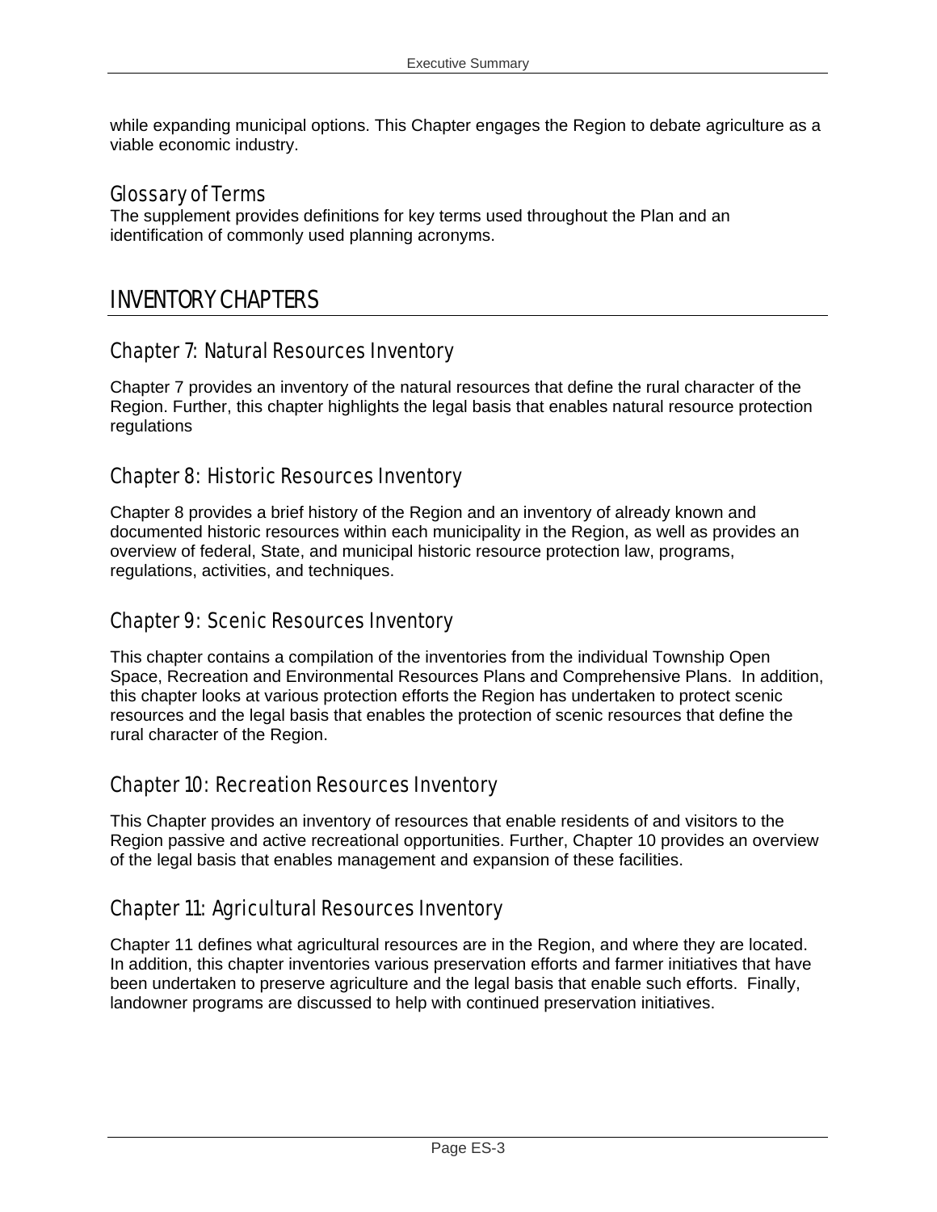while expanding municipal options. This Chapter engages the Region to debate agriculture as a viable economic industry.

### Glossary of Terms

The supplement provides definitions for key terms used throughout the Plan and an identification of commonly used planning acronyms.

## INVENTORY CHAPTERS

### Chapter 7: Natural Resources Inventory

Chapter 7 provides an inventory of the natural resources that define the rural character of the Region. Further, this chapter highlights the legal basis that enables natural resource protection regulations

### Chapter 8: Historic Resources Inventory

Chapter 8 provides a brief history of the Region and an inventory of already known and documented historic resources within each municipality in the Region, as well as provides an overview of federal, State, and municipal historic resource protection law, programs, regulations, activities, and techniques.

### Chapter 9: Scenic Resources Inventory

This chapter contains a compilation of the inventories from the individual Township Open Space, Recreation and Environmental Resources Plans and Comprehensive Plans. In addition, this chapter looks at various protection efforts the Region has undertaken to protect scenic resources and the legal basis that enables the protection of scenic resources that define the rural character of the Region.

### Chapter 10: Recreation Resources Inventory

This Chapter provides an inventory of resources that enable residents of and visitors to the Region passive and active recreational opportunities. Further, Chapter 10 provides an overview of the legal basis that enables management and expansion of these facilities.

### Chapter 11: Agricultural Resources Inventory

Chapter 11 defines what agricultural resources are in the Region, and where they are located. In addition, this chapter inventories various preservation efforts and farmer initiatives that have been undertaken to preserve agriculture and the legal basis that enable such efforts. Finally, landowner programs are discussed to help with continued preservation initiatives.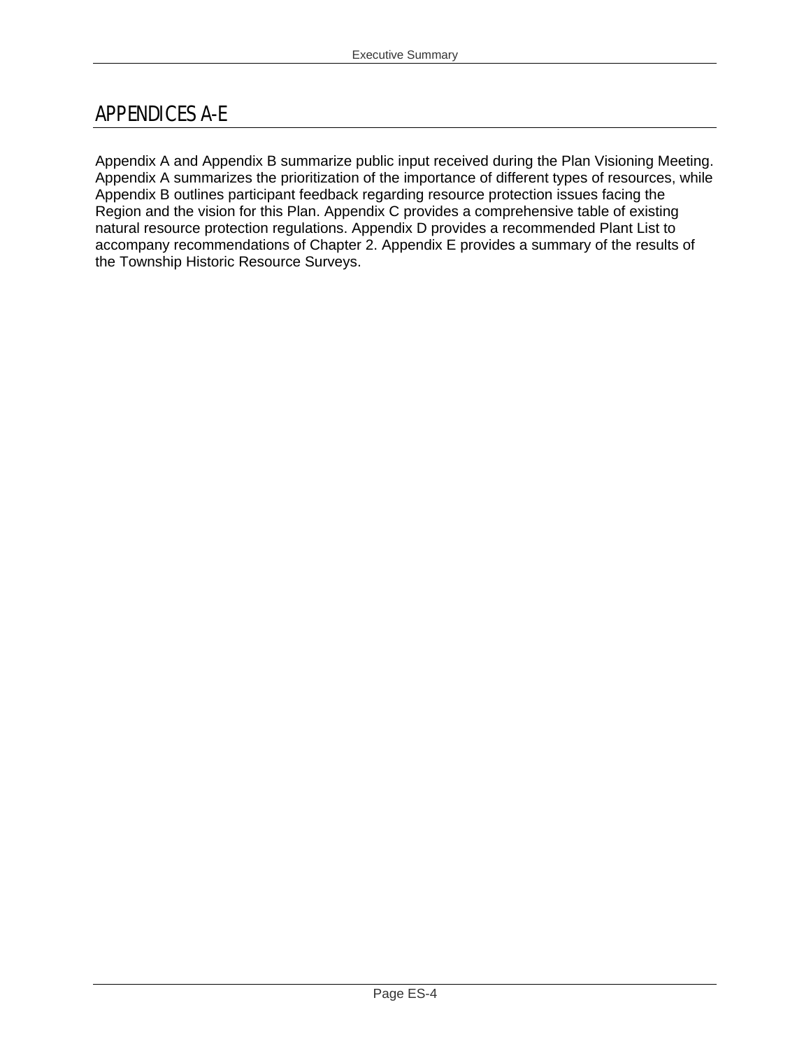## APPENDICES A-E

Appendix A and Appendix B summarize public input received during the Plan Visioning Meeting. Appendix A summarizes the prioritization of the importance of different types of resources, while Appendix B outlines participant feedback regarding resource protection issues facing the Region and the vision for this Plan. Appendix C provides a comprehensive table of existing natural resource protection regulations. Appendix D provides a recommended Plant List to accompany recommendations of Chapter 2. Appendix E provides a summary of the results of the Township Historic Resource Surveys.